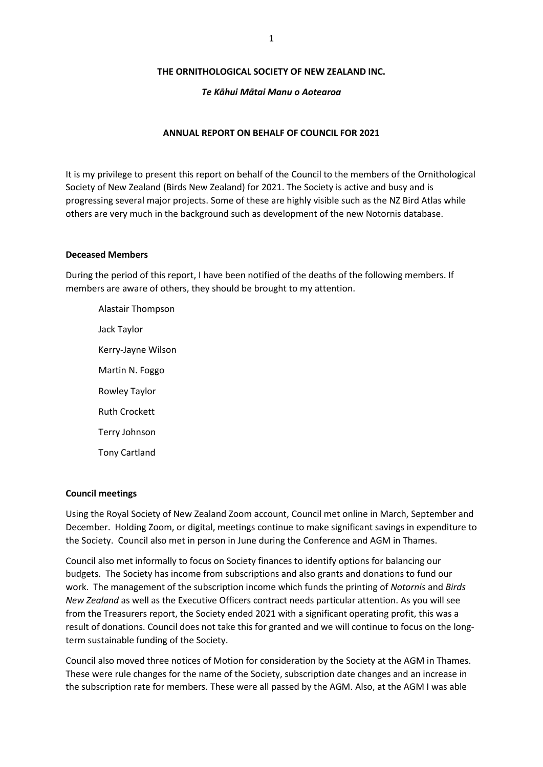**THE ORNITHOLOGICAL SOCIETY OF NEW ZEALAND INC.**

***Te Kāhui Mātai Manu o Aotearoa***

**ANNUAL REPORT ON BEHALF OF COUNCIL FOR 2021**

It is my privilege to present this report on behalf of the Council to the members of the Ornithological Society of New Zealand (Birds New Zealand) for 2021. The Society is active and busy and is progressing several major projects. Some of these are highly visible such as the NZ Bird Atlas while others are very much in the background such as development of the new Notornis database.

**Deceased Members**

During the period of this report, I have been notified of the deaths of the following members. If members are aware of others, they should be brought to my attention.

Alastair Thompson

Jack Taylor

Kerry-Jayne Wilson

Martin N. Foggo

Rowley Taylor

Ruth Crockett

Terry Johnson

Tony Cartland

**Council meetings**

Using the Royal Society of New Zealand Zoom account, Council met online in March, September and December. Holding Zoom, or digital, meetings continue to make significant savings in expenditure to the Society. Council also met in person in June during the Conference and AGM in Thames.

Council also met informally to focus on Society finances to identify options for balancing our budgets. The Society has income from subscriptions and also grants and donations to fund our work. The management of the subscription income which funds the printing of *Notornis* and *Birds New Zealand* as well as the Executive Officers contract needs particular attention. As you will see from the Treasurers report, the Society ended 2021 with a significant operating profit, this was a result of donations. Council does not take this for granted and we will continue to focus on the long-term sustainable funding of the Society.

Council also moved three notices of Motion for consideration by the Society at the AGM in Thames. These were rule changes for the name of the Society, subscription date changes and an increase in the subscription rate for members. These were all passed by the AGM. Also, at the AGM I was able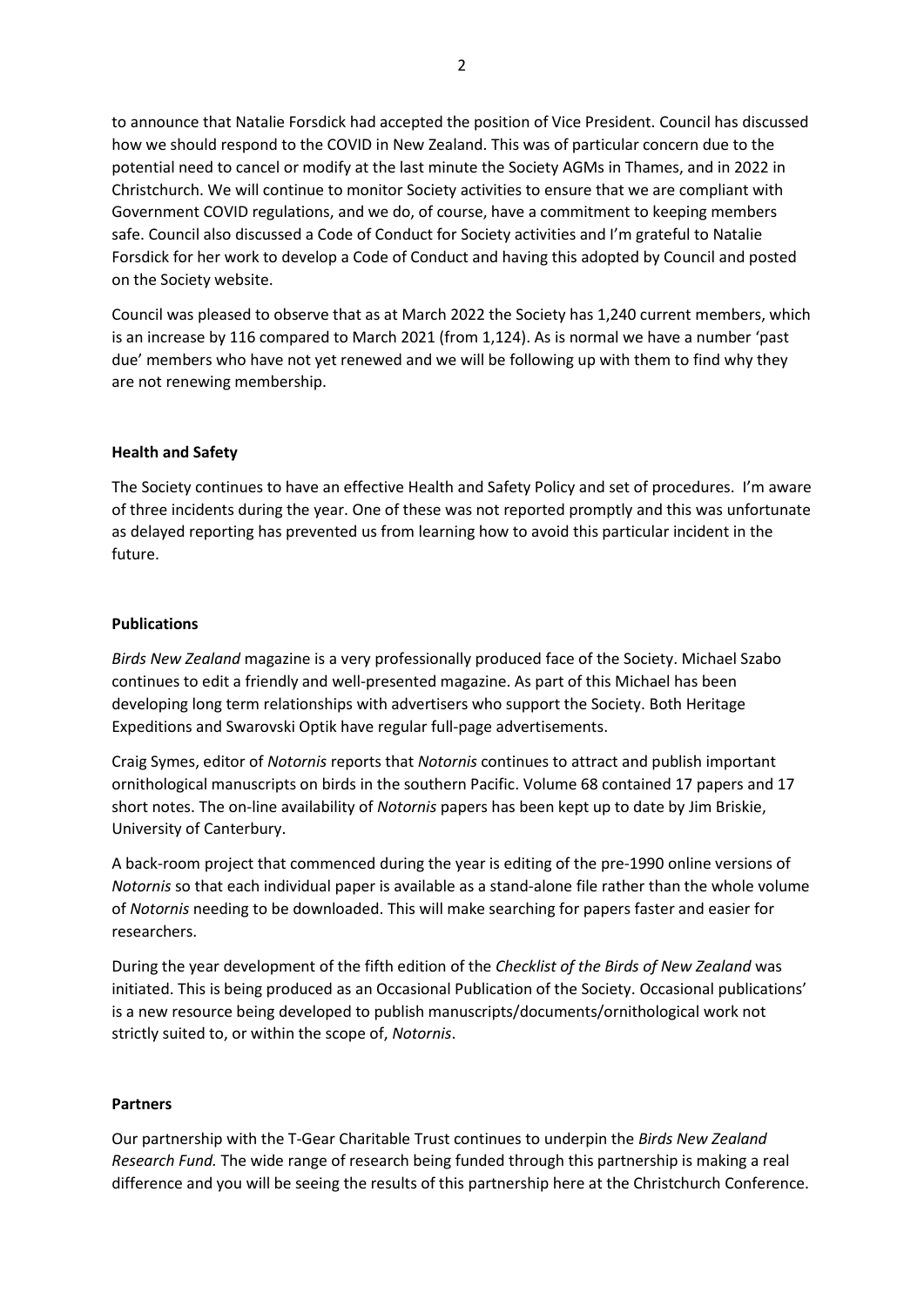to announce that Natalie Forsdick had accepted the position of Vice President. Council has discussed how we should respond to the COVID in New Zealand. This was of particular concern due to the potential need to cancel or modify at the last minute the Society AGMs in Thames, and in 2022 in Christchurch. We will continue to monitor Society activities to ensure that we are compliant with Government COVID regulations, and we do, of course, have a commitment to keeping members safe. Council also discussed a Code of Conduct for Society activities and I'm grateful to Natalie Forsdick for her work to develop a Code of Conduct and having this adopted by Council and posted on the Society website.

Council was pleased to observe that as at March 2022 the Society has 1,240 current members, which is an increase by 116 compared to March 2021 (from 1,124). As is normal we have a number 'past due' members who have not yet renewed and we will be following up with them to find why they are not renewing membership.

**Health and Safety**

The Society continues to have an effective Health and Safety Policy and set of procedures. I'm aware of three incidents during the year. One of these was not reported promptly and this was unfortunate as delayed reporting has prevented us from learning how to avoid this particular incident in the future.

**Publications**

*Birds New Zealand* magazine is a very professionally produced face of the Society. Michael Szabo continues to edit a friendly and well-presented magazine. As part of this Michael has been developing long term relationships with advertisers who support the Society. Both Heritage Expeditions and Swarovski Optik have regular full-page advertisements.

Craig Symes, editor of *Notornis* reports that *Notornis* continues to attract and publish important ornithological manuscripts on birds in the southern Pacific. Volume 68 contained 17 papers and 17 short notes. The on-line availability of *Notornis* papers has been kept up to date by Jim Briskie, University of Canterbury.

A back-room project that commenced during the year is editing of the pre-1990 online versions of *Notornis* so that each individual paper is available as a stand-alone file rather than the whole volume of *Notornis* needing to be downloaded. This will make searching for papers faster and easier for researchers.

During the year development of the fifth edition of the *Checklist of the Birds of New Zealand* was initiated. This is being produced as an Occasional Publication of the Society. Occasional publications' is a new resource being developed to publish manuscripts/documents/ornithological work not strictly suited to, or within the scope of, *Notornis*.

**Partners**

Our partnership with the T-Gear Charitable Trust continues to underpin the *Birds New Zealand Research Fund.* The wide range of research being funded through this partnership is making a real difference and you will be seeing the results of this partnership here at the Christchurch Conference.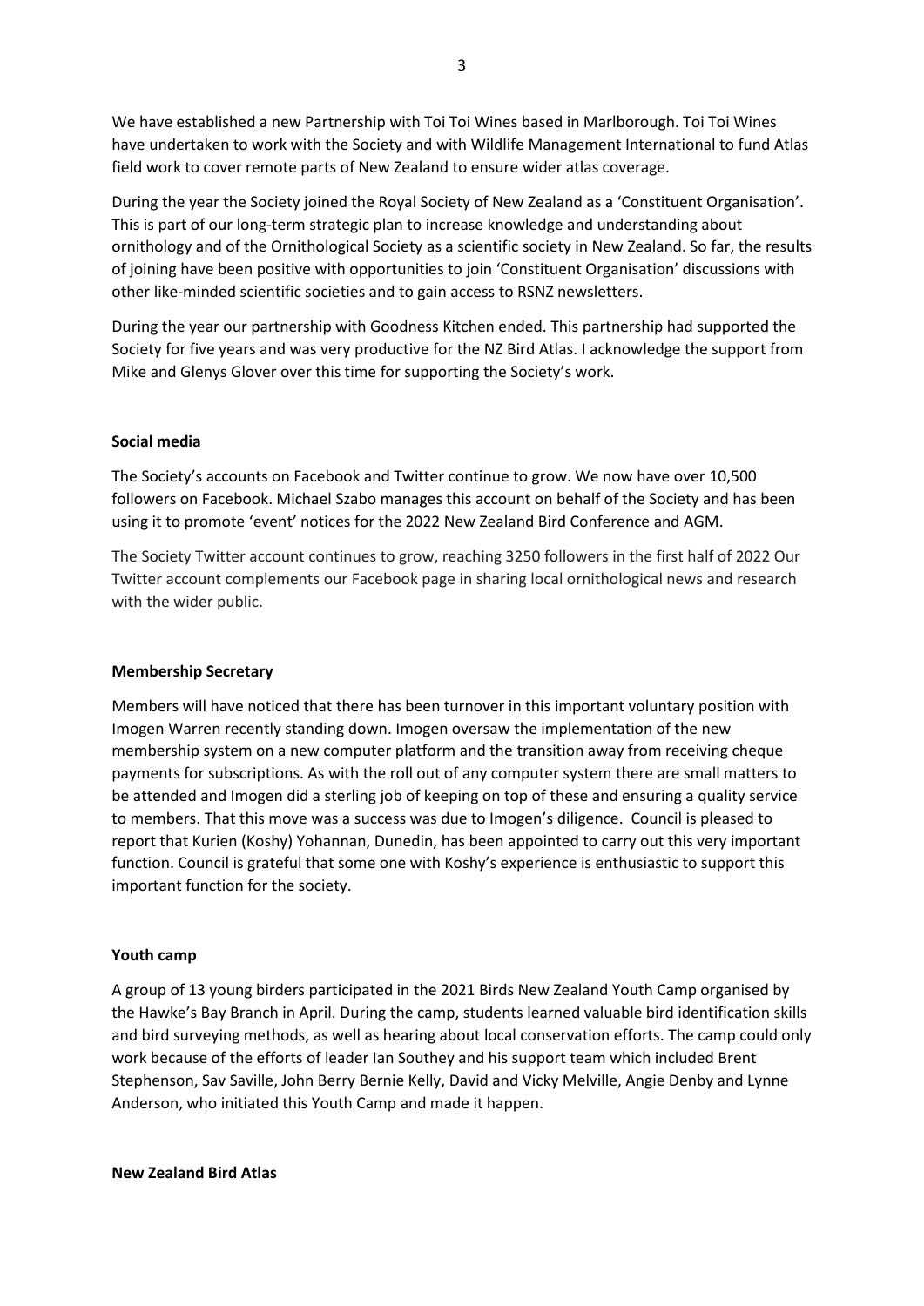We have established a new Partnership with Toi Toi Wines based in Marlborough. Toi Toi Wines have undertaken to work with the Society and with Wildlife Management International to fund Atlas field work to cover remote parts of New Zealand to ensure wider atlas coverage.

During the year the Society joined the Royal Society of New Zealand as a 'Constituent Organisation'. This is part of our long-term strategic plan to increase knowledge and understanding about ornithology and of the Ornithological Society as a scientific society in New Zealand. So far, the results of joining have been positive with opportunities to join 'Constituent Organisation' discussions with other like-minded scientific societies and to gain access to RSNZ newsletters.

During the year our partnership with Goodness Kitchen ended. This partnership had supported the Society for five years and was very productive for the NZ Bird Atlas. I acknowledge the support from Mike and Glenys Glover over this time for supporting the Society's work.

**Social media**

The Society's accounts on Facebook and Twitter continue to grow. We now have over 10,500 followers on Facebook. Michael Szabo manages this account on behalf of the Society and has been using it to promote 'event' notices for the 2022 New Zealand Bird Conference and AGM.

The Society Twitter account continues to grow, reaching 3250 followers in the first half of 2022 Our Twitter account complements our Facebook page in sharing local ornithological news and research with the wider public.

**Membership Secretary**

Members will have noticed that there has been turnover in this important voluntary position with Imogen Warren recently standing down. Imogen oversaw the implementation of the new membership system on a new computer platform and the transition away from receiving cheque payments for subscriptions. As with the roll out of any computer system there are small matters to be attended and Imogen did a sterling job of keeping on top of these and ensuring a quality service to members. That this move was a success was due to Imogen's diligence. Council is pleased to report that Kurien (Koshy) Yohannan, Dunedin, has been appointed to carry out this very important function. Council is grateful that some one with Koshy's experience is enthusiastic to support this important function for the society.

**Youth camp**

A group of 13 young birders participated in the 2021 Birds New Zealand Youth Camp organised by the Hawke's Bay Branch in April. During the camp, students learned valuable bird identification skills and bird surveying methods, as well as hearing about local conservation efforts. The camp could only work because of the efforts of leader Ian Southey and his support team which included Brent Stephenson, Sav Saville, John Berry Bernie Kelly, David and Vicky Melville, Angie Denby and Lynne Anderson, who initiated this Youth Camp and made it happen.

**New Zealand Bird Atlas**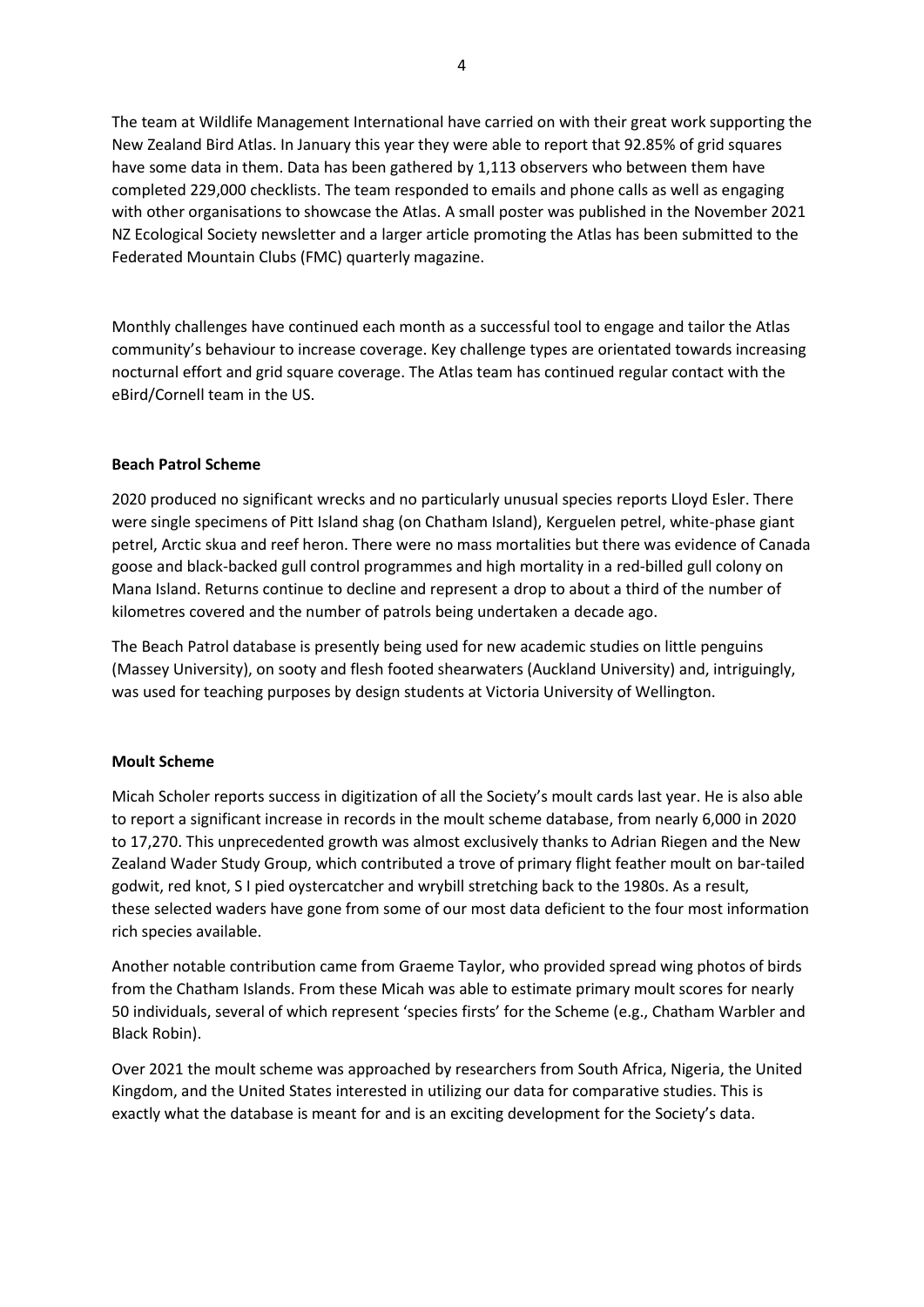The team at Wildlife Management International have carried on with their great work supporting the New Zealand Bird Atlas. In January this year they were able to report that 92.85% of grid squares have some data in them. Data has been gathered by 1,113 observers who between them have completed 229,000 checklists. The team responded to emails and phone calls as well as engaging with other organisations to showcase the Atlas. A small poster was published in the November 2021 NZ Ecological Society newsletter and a larger article promoting the Atlas has been submitted to the Federated Mountain Clubs (FMC) quarterly magazine.

Monthly challenges have continued each month as a successful tool to engage and tailor the Atlas community's behaviour to increase coverage. Key challenge types are orientated towards increasing nocturnal effort and grid square coverage. The Atlas team has continued regular contact with the eBird/Cornell team in the US.

**Beach Patrol Scheme**

2020 produced no significant wrecks and no particularly unusual species reports Lloyd Esler. There were single specimens of Pitt Island shag (on Chatham Island), Kerguelen petrel, white-phase giant petrel, Arctic skua and reef heron. There were no mass mortalities but there was evidence of Canada goose and black-backed gull control programmes and high mortality in a red-billed gull colony on Mana Island. Returns continue to decline and represent a drop to about a third of the number of kilometres covered and the number of patrols being undertaken a decade ago.

The Beach Patrol database is presently being used for new academic studies on little penguins (Massey University), on sooty and flesh footed shearwaters (Auckland University) and, intriguingly, was used for teaching purposes by design students at Victoria University of Wellington.

**Moult Scheme**

Micah Scholer reports success in digitization of all the Society's moult cards last year. He is also able to report a significant increase in records in the moult scheme database, from nearly 6,000 in 2020 to 17,270. This unprecedented growth was almost exclusively thanks to Adrian Riegen and the New Zealand Wader Study Group, which contributed a trove of primary flight feather moult on bar-tailed godwit, red knot, S I pied oystercatcher and wrybill stretching back to the 1980s. As a result, these selected waders have gone from some of our most data deficient to the four most information rich species available.

Another notable contribution came from Graeme Taylor, who provided spread wing photos of birds from the Chatham Islands. From these Micah was able to estimate primary moult scores for nearly 50 individuals, several of which represent 'species firsts' for the Scheme (e.g., Chatham Warbler and Black Robin).

Over 2021 the moult scheme was approached by researchers from South Africa, Nigeria, the United Kingdom, and the United States interested in utilizing our data for comparative studies. This is exactly what the database is meant for and is an exciting development for the Society's data.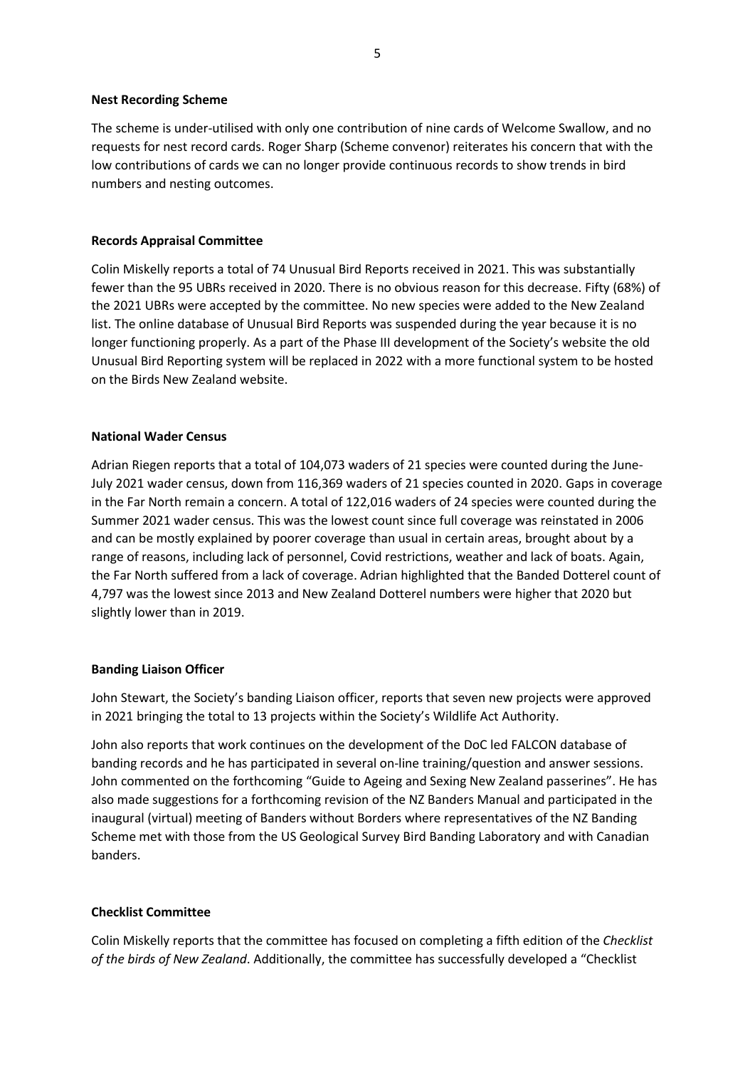**Nest Recording Scheme**

The scheme is under-utilised with only one contribution of nine cards of Welcome Swallow, and no requests for nest record cards. Roger Sharp (Scheme convenor) reiterates his concern that with the low contributions of cards we can no longer provide continuous records to show trends in bird numbers and nesting outcomes.

**Records Appraisal Committee**

Colin Miskelly reports a total of 74 Unusual Bird Reports received in 2021. This was substantially fewer than the 95 UBRs received in 2020. There is no obvious reason for this decrease. Fifty (68%) of the 2021 UBRs were accepted by the committee. No new species were added to the New Zealand list. The online database of Unusual Bird Reports was suspended during the year because it is no longer functioning properly. As a part of the Phase III development of the Society's website the old Unusual Bird Reporting system will be replaced in 2022 with a more functional system to be hosted on the Birds New Zealand website.

**National Wader Census**

Adrian Riegen reports that a total of 104,073 waders of 21 species were counted during the June-July 2021 wader census, down from 116,369 waders of 21 species counted in 2020. Gaps in coverage in the Far North remain a concern. A total of 122,016 waders of 24 species were counted during the Summer 2021 wader census. This was the lowest count since full coverage was reinstated in 2006 and can be mostly explained by poorer coverage than usual in certain areas, brought about by a range of reasons, including lack of personnel, Covid restrictions, weather and lack of boats. Again, the Far North suffered from a lack of coverage. Adrian highlighted that the Banded Dotterel count of 4,797 was the lowest since 2013 and New Zealand Dotterel numbers were higher that 2020 but slightly lower than in 2019.

**Banding Liaison Officer**

John Stewart, the Society's banding Liaison officer, reports that seven new projects were approved in 2021 bringing the total to 13 projects within the Society's Wildlife Act Authority.

John also reports that work continues on the development of the DoC led FALCON database of banding records and he has participated in several on-line training/question and answer sessions. John commented on the forthcoming "Guide to Ageing and Sexing New Zealand passerines". He has also made suggestions for a forthcoming revision of the NZ Banders Manual and participated in the inaugural (virtual) meeting of Banders without Borders where representatives of the NZ Banding Scheme met with those from the US Geological Survey Bird Banding Laboratory and with Canadian banders.

**Checklist Committee**

Colin Miskelly reports that the committee has focused on completing a fifth edition of the *Checklist of the birds of New Zealand*. Additionally, the committee has successfully developed a "Checklist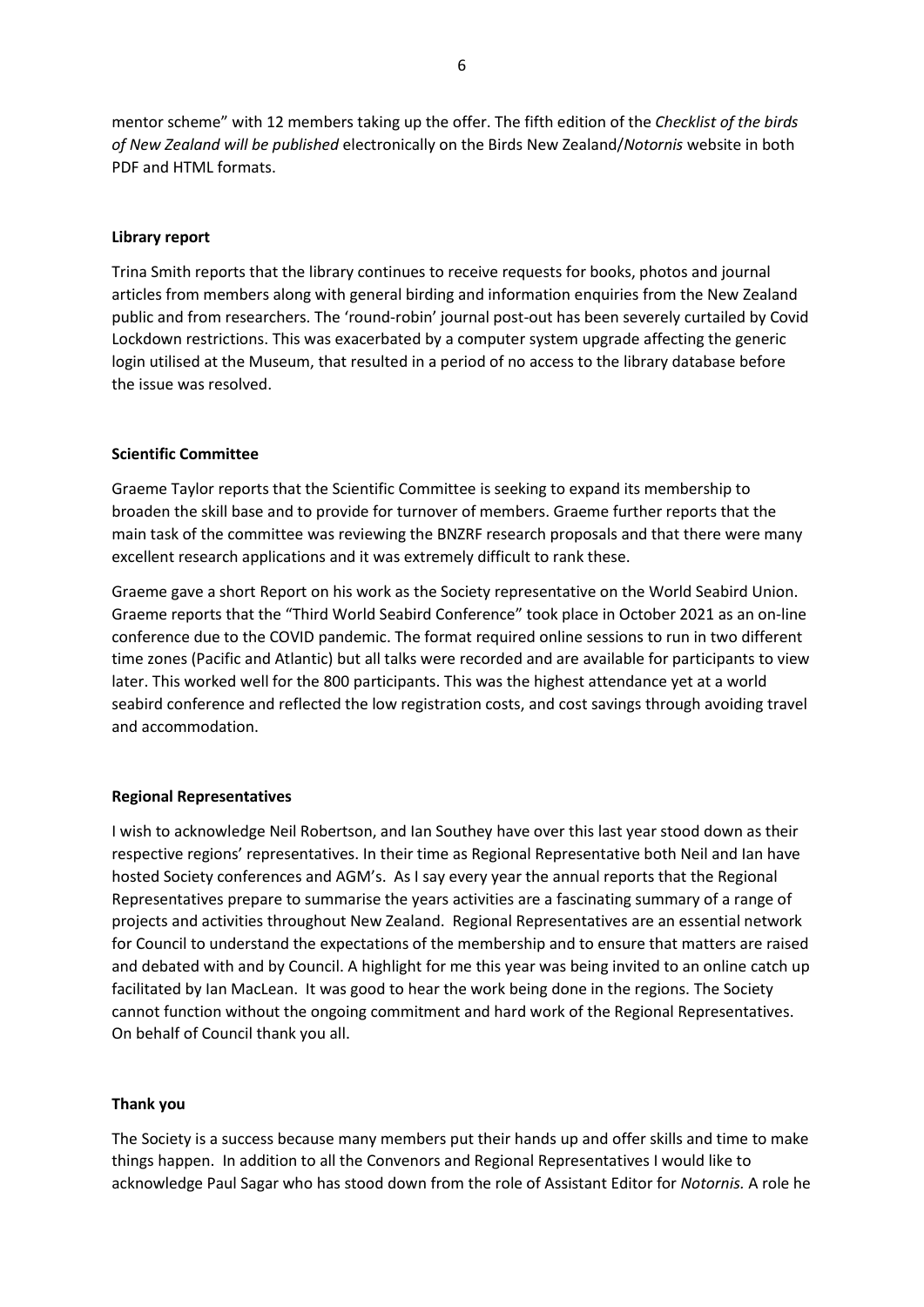mentor scheme" with 12 members taking up the offer. The fifth edition of the *Checklist of the birds of New Zealand will be published* electronically on the Birds New Zealand/*Notornis* website in both PDF and HTML formats.

**Library report**

Trina Smith reports that the library continues to receive requests for books, photos and journal articles from members along with general birding and information enquiries from the New Zealand public and from researchers. The 'round-robin' journal post-out has been severely curtailed by Covid Lockdown restrictions. This was exacerbated by a computer system upgrade affecting the generic login utilised at the Museum, that resulted in a period of no access to the library database before the issue was resolved.

**Scientific Committee**

Graeme Taylor reports that the Scientific Committee is seeking to expand its membership to broaden the skill base and to provide for turnover of members. Graeme further reports that the main task of the committee was reviewing the BNZRF research proposals and that there were many excellent research applications and it was extremely difficult to rank these.

Graeme gave a short Report on his work as the Society representative on the World Seabird Union. Graeme reports that the "Third World Seabird Conference" took place in October 2021 as an on-line conference due to the COVID pandemic. The format required online sessions to run in two different time zones (Pacific and Atlantic) but all talks were recorded and are available for participants to view later. This worked well for the 800 participants. This was the highest attendance yet at a world seabird conference and reflected the low registration costs, and cost savings through avoiding travel and accommodation.

**Regional Representatives**

I wish to acknowledge Neil Robertson, and Ian Southey have over this last year stood down as their respective regions' representatives. In their time as Regional Representative both Neil and Ian have hosted Society conferences and AGM's. As I say every year the annual reports that the Regional Representatives prepare to summarise the years activities are a fascinating summary of a range of projects and activities throughout New Zealand. Regional Representatives are an essential network for Council to understand the expectations of the membership and to ensure that matters are raised and debated with and by Council. A highlight for me this year was being invited to an online catch up facilitated by Ian MacLean. It was good to hear the work being done in the regions. The Society cannot function without the ongoing commitment and hard work of the Regional Representatives. On behalf of Council thank you all.

**Thank you**

The Society is a success because many members put their hands up and offer skills and time to make things happen. In addition to all the Convenors and Regional Representatives I would like to acknowledge Paul Sagar who has stood down from the role of Assistant Editor for *Notornis.* A role he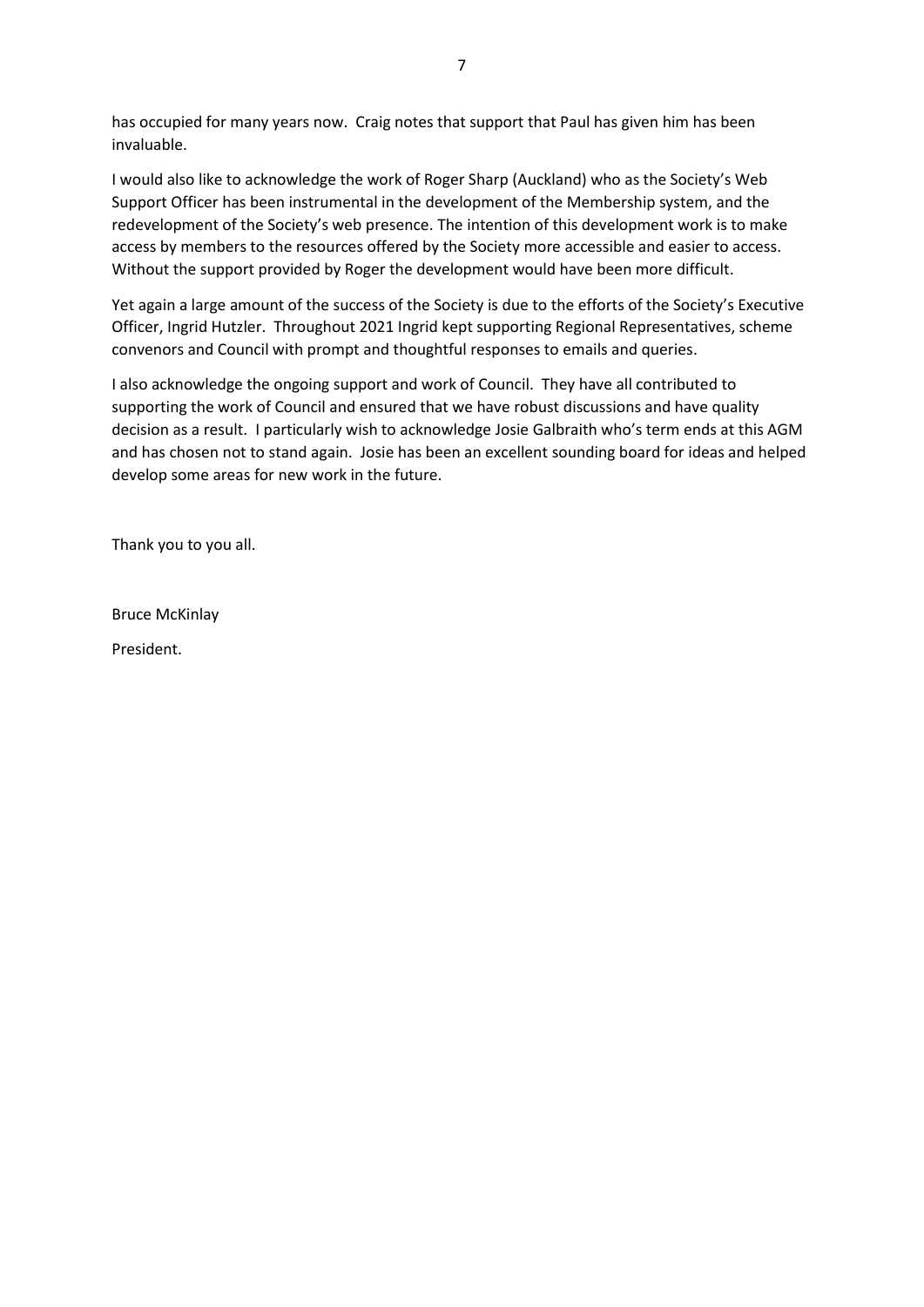has occupied for many years now. Craig notes that support that Paul has given him has been invaluable.

I would also like to acknowledge the work of Roger Sharp (Auckland) who as the Society's Web Support Officer has been instrumental in the development of the Membership system, and the redevelopment of the Society's web presence. The intention of this development work is to make access by members to the resources offered by the Society more accessible and easier to access. Without the support provided by Roger the development would have been more difficult.

Yet again a large amount of the success of the Society is due to the efforts of the Society's Executive Officer, Ingrid Hutzler. Throughout 2021 Ingrid kept supporting Regional Representatives, scheme convenors and Council with prompt and thoughtful responses to emails and queries.

I also acknowledge the ongoing support and work of Council. They have all contributed to supporting the work of Council and ensured that we have robust discussions and have quality decision as a result. I particularly wish to acknowledge Josie Galbraith who's term ends at this AGM and has chosen not to stand again. Josie has been an excellent sounding board for ideas and helped develop some areas for new work in the future.

Thank you to you all.

Bruce McKinlay

President.